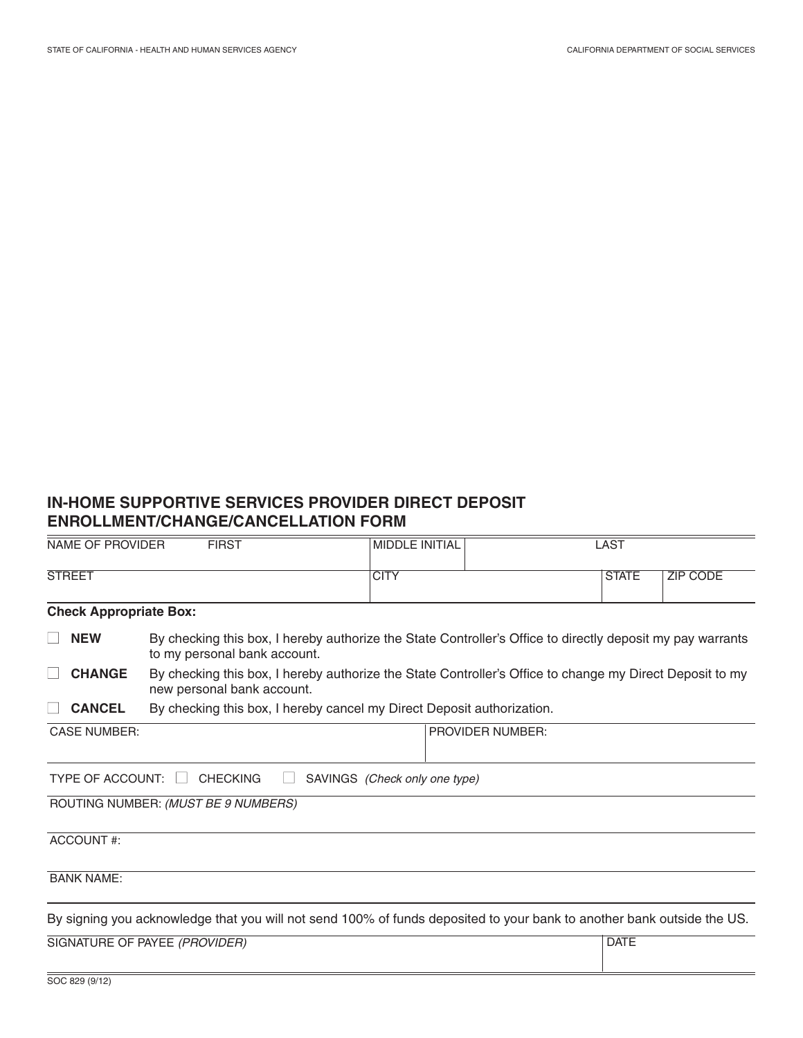STATE OF CALIFORNIA - HEALTH AND HUMAN SERVICES AGENCY

CALIFORNIA DEPARTMENT OF SOCIAL SERVICES

## IN-HOME SUPPORTIVE SERVICES PROVIDER DIRECT DEPOSIT ENROLLMENT/CHANGE/CANCELLATION FORM

| NAME OF PROVIDER FIRST | MIDDLE INITIAL | LAST | |
|---|---|---|---|
| STREET | CITY | STATE | ZIP CODE |

**Check Appropriate Box:**

☐ **NEW** By checking this box, I hereby authorize the State Controller's Office to directly deposit my pay warrants to my personal bank account.

☐ **CHANGE** By checking this box, I hereby authorize the State Controller's Office to change my Direct Deposit to my new personal bank account.

☐ **CANCEL** By checking this box, I hereby cancel my Direct Deposit authorization.

| CASE NUMBER: | PROVIDER NUMBER: |
|---|---|

TYPE OF ACCOUNT: ☐ CHECKING ☐ SAVINGS *(Check only one type)*

ROUTING NUMBER: *(MUST BE 9 NUMBERS)*

ACCOUNT #:

BANK NAME:

By signing you acknowledge that you will not send 100% of funds deposited to your bank to another bank outside the US.

| SIGNATURE OF PAYEE *(PROVIDER)* | DATE |
|---|---|

SOC 829 (9/12)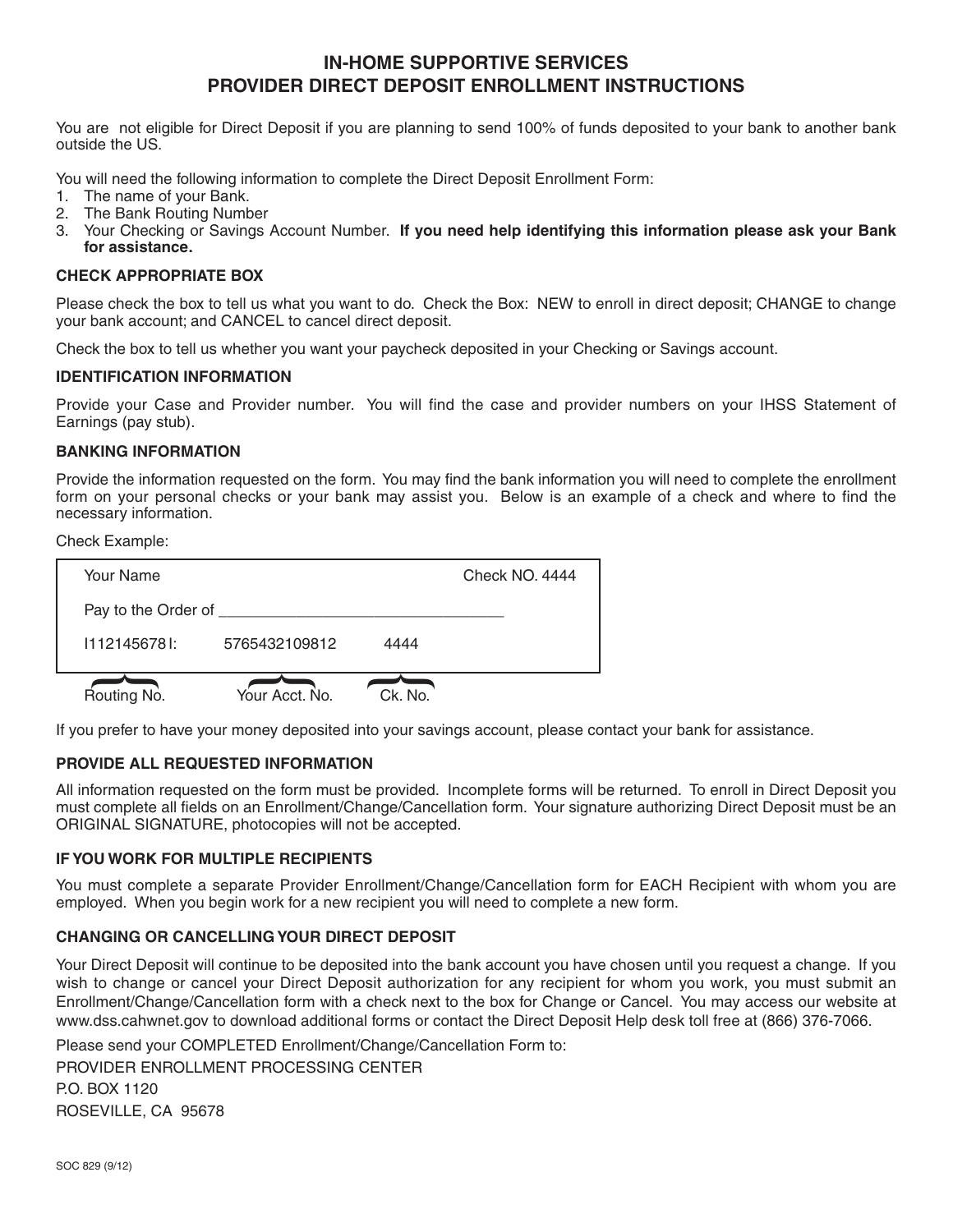# IN-HOME SUPPORTIVE SERVICES
# PROVIDER DIRECT DEPOSIT ENROLLMENT INSTRUCTIONS

You are not eligible for Direct Deposit if you are planning to send 100% of funds deposited to your bank to another bank outside the US.

You will need the following information to complete the Direct Deposit Enrollment Form:

1. The name of your Bank.
2. The Bank Routing Number
3. Your Checking or Savings Account Number. **If you need help identifying this information please ask your Bank for assistance.**

**CHECK APPROPRIATE BOX**

Please check the box to tell us what you want to do. Check the Box: NEW to enroll in direct deposit; CHANGE to change your bank account; and CANCEL to cancel direct deposit.

Check the box to tell us whether you want your paycheck deposited in your Checking or Savings account.

**IDENTIFICATION INFORMATION**

Provide your Case and Provider number. You will find the case and provider numbers on your IHSS Statement of Earnings (pay stub).

**BANKING INFORMATION**

Provide the information requested on the form. You may find the bank information you will need to complete the enrollment form on your personal checks or your bank may assist you. Below is an example of a check and where to find the necessary information.

Check Example:

| | | | |
|---|---|---|---|
| Your Name | | | Check NO. 4444 |
| Pay to the Order of ______________________ | | | |
| I112145678 I: | 5765432109812 | 4444 | |
| Routing No. | Your Acct. No. | Ck. No. | |

If you prefer to have your money deposited into your savings account, please contact your bank for assistance.

**PROVIDE ALL REQUESTED INFORMATION**

All information requested on the form must be provided. Incomplete forms will be returned. To enroll in Direct Deposit you must complete all fields on an Enrollment/Change/Cancellation form. Your signature authorizing Direct Deposit must be an ORIGINAL SIGNATURE, photocopies will not be accepted.

**IF YOU WORK FOR MULTIPLE RECIPIENTS**

You must complete a separate Provider Enrollment/Change/Cancellation form for EACH Recipient with whom you are employed. When you begin work for a new recipient you will need to complete a new form.

**CHANGING OR CANCELLING YOUR DIRECT DEPOSIT**

Your Direct Deposit will continue to be deposited into the bank account you have chosen until you request a change. If you wish to change or cancel your Direct Deposit authorization for any recipient for whom you work, you must submit an Enrollment/Change/Cancellation form with a check next to the box for Change or Cancel. You may access our website at www.dss.cahwnet.gov to download additional forms or contact the Direct Deposit Help desk toll free at (866) 376-7066.

Please send your COMPLETED Enrollment/Change/Cancellation Form to:

PROVIDER ENROLLMENT PROCESSING CENTER
P.O. BOX 1120
ROSEVILLE, CA 95678

SOC 829 (9/12)